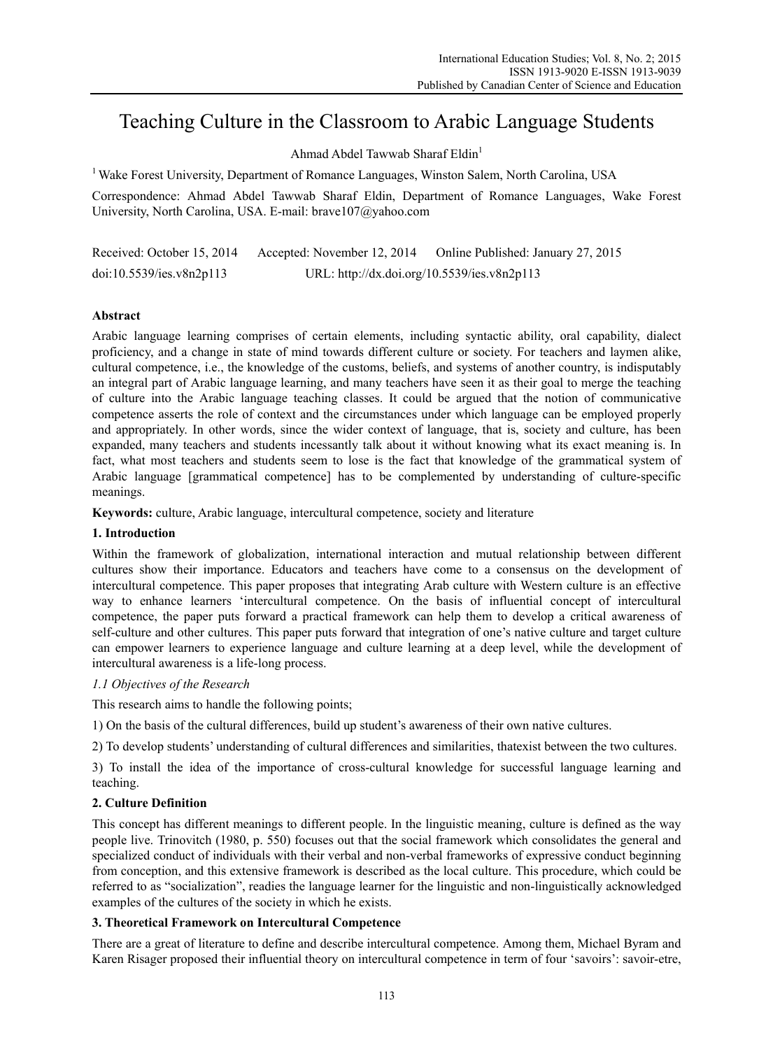# Teaching Culture in the Classroom to Arabic Language Students

Ahmad Abdel Tawwab Sharaf Eldin[1]

[1] Wake Forest University, Department of Romance Languages, Winston Salem, North Carolina, USA

Correspondence: Ahmad Abdel Tawwab Sharaf Eldin, Department of Romance Languages, Wake Forest University, North Carolina, USA. E-mail: brave107@yahoo.com

Received: October 15, 2014 Accepted: November 12, 2014 Online Published: January 27, 2015

doi:10.5539/ies.v8n2p113 URL: http://dx.doi.org/10.5539/ies.v8n2p113

**Abstract**

Arabic language learning comprises of certain elements, including syntactic ability, oral capability, dialect proficiency, and a change in state of mind towards different culture or society. For teachers and laymen alike, cultural competence, i.e., the knowledge of the customs, beliefs, and systems of another country, is indisputably an integral part of Arabic language learning, and many teachers have seen it as their goal to merge the teaching of culture into the Arabic language teaching classes. It could be argued that the notion of communicative competence asserts the role of context and the circumstances under which language can be employed properly and appropriately. In other words, since the wider context of language, that is, society and culture, has been expanded, many teachers and students incessantly talk about it without knowing what its exact meaning is. In fact, what most teachers and students seem to lose is the fact that knowledge of the grammatical system of Arabic language [grammatical competence] has to be complemented by understanding of culture-specific meanings.

**Keywords:** culture, Arabic language, intercultural competence, society and literature

## 1. Introduction

Within the framework of globalization, international interaction and mutual relationship between different cultures show their importance. Educators and teachers have come to a consensus on the development of intercultural competence. This paper proposes that integrating Arab culture with Western culture is an effective way to enhance learners 'intercultural competence. On the basis of influential concept of intercultural competence, the paper puts forward a practical framework can help them to develop a critical awareness of self-culture and other cultures. This paper puts forward that integration of one's native culture and target culture can empower learners to experience language and culture learning at a deep level, while the development of intercultural awareness is a life-long process.

### *1.1 Objectives of the Research*

This research aims to handle the following points;

1) On the basis of the cultural differences, build up student's awareness of their own native cultures.

2) To develop students' understanding of cultural differences and similarities, thatexist between the two cultures.

3) To install the idea of the importance of cross-cultural knowledge for successful language learning and teaching.

## 2. Culture Definition

This concept has different meanings to different people. In the linguistic meaning, culture is defined as the way people live. Trinovitch (1980, p. 550) focuses out that the social framework which consolidates the general and specialized conduct of individuals with their verbal and non-verbal frameworks of expressive conduct beginning from conception, and this extensive framework is described as the local culture. This procedure, which could be referred to as "socialization", readies the language learner for the linguistic and non-linguistically acknowledged examples of the cultures of the society in which he exists.

## 3. Theoretical Framework on Intercultural Competence

There are a great of literature to define and describe intercultural competence. Among them, Michael Byram and Karen Risager proposed their influential theory on intercultural competence in term of four 'savoirs': savoir-etre,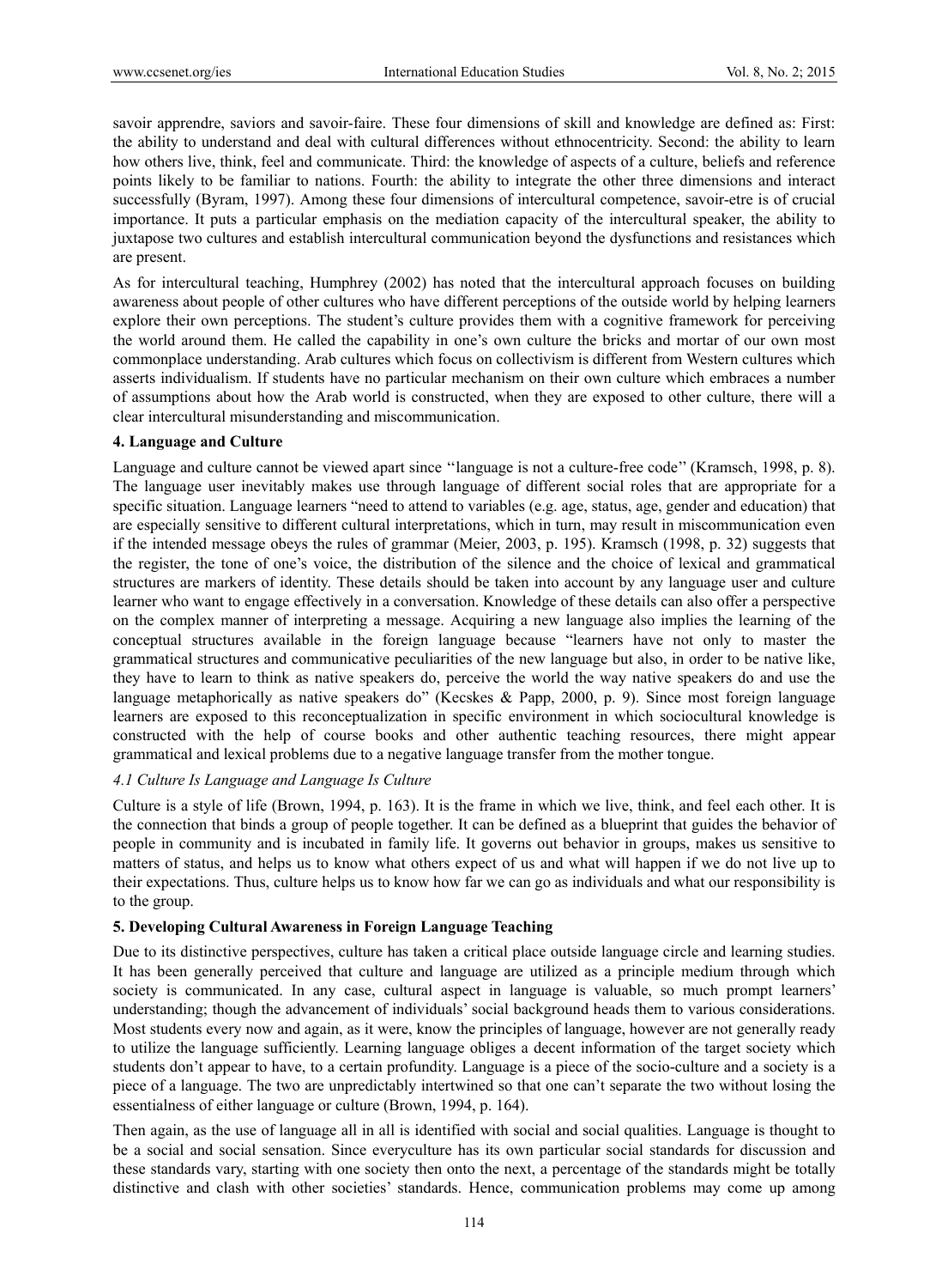savoir apprendre, saviors and savoir-faire. These four dimensions of skill and knowledge are defined as: First: the ability to understand and deal with cultural differences without ethnocentricity. Second: the ability to learn how others live, think, feel and communicate. Third: the knowledge of aspects of a culture, beliefs and reference points likely to be familiar to nations. Fourth: the ability to integrate the other three dimensions and interact successfully (Byram, 1997). Among these four dimensions of intercultural competence, savoir-etre is of crucial importance. It puts a particular emphasis on the mediation capacity of the intercultural speaker, the ability to juxtapose two cultures and establish intercultural communication beyond the dysfunctions and resistances which are present.

As for intercultural teaching, Humphrey (2002) has noted that the intercultural approach focuses on building awareness about people of other cultures who have different perceptions of the outside world by helping learners explore their own perceptions. The student's culture provides them with a cognitive framework for perceiving the world around them. He called the capability in one's own culture the bricks and mortar of our own most commonplace understanding. Arab cultures which focus on collectivism is different from Western cultures which asserts individualism. If students have no particular mechanism on their own culture which embraces a number of assumptions about how the Arab world is constructed, when they are exposed to other culture, there will a clear intercultural misunderstanding and miscommunication.

### 4. Language and Culture

Language and culture cannot be viewed apart since ''language is not a culture-free code'' (Kramsch, 1998, p. 8). The language user inevitably makes use through language of different social roles that are appropriate for a specific situation. Language learners "need to attend to variables (e.g. age, status, age, gender and education) that are especially sensitive to different cultural interpretations, which in turn, may result in miscommunication even if the intended message obeys the rules of grammar (Meier, 2003, p. 195). Kramsch (1998, p. 32) suggests that the register, the tone of one's voice, the distribution of the silence and the choice of lexical and grammatical structures are markers of identity. These details should be taken into account by any language user and culture learner who want to engage effectively in a conversation. Knowledge of these details can also offer a perspective on the complex manner of interpreting a message. Acquiring a new language also implies the learning of the conceptual structures available in the foreign language because "learners have not only to master the grammatical structures and communicative peculiarities of the new language but also, in order to be native like, they have to learn to think as native speakers do, perceive the world the way native speakers do and use the language metaphorically as native speakers do" (Kecskes & Papp, 2000, p. 9). Since most foreign language learners are exposed to this reconceptualization in specific environment in which sociocultural knowledge is constructed with the help of course books and other authentic teaching resources, there might appear grammatical and lexical problems due to a negative language transfer from the mother tongue.

#### *4.1 Culture Is Language and Language Is Culture*

Culture is a style of life (Brown, 1994, p. 163). It is the frame in which we live, think, and feel each other. It is the connection that binds a group of people together. It can be defined as a blueprint that guides the behavior of people in community and is incubated in family life. It governs out behavior in groups, makes us sensitive to matters of status, and helps us to know what others expect of us and what will happen if we do not live up to their expectations. Thus, culture helps us to know how far we can go as individuals and what our responsibility is to the group.

### 5. Developing Cultural Awareness in Foreign Language Teaching

Due to its distinctive perspectives, culture has taken a critical place outside language circle and learning studies. It has been generally perceived that culture and language are utilized as a principle medium through which society is communicated. In any case, cultural aspect in language is valuable, so much prompt learners' understanding; though the advancement of individuals' social background heads them to various considerations. Most students every now and again, as it were, know the principles of language, however are not generally ready to utilize the language sufficiently. Learning language obliges a decent information of the target society which students don't appear to have, to a certain profundity. Language is a piece of the socio-culture and a society is a piece of a language. The two are unpredictably intertwined so that one can't separate the two without losing the essentialness of either language or culture (Brown, 1994, p. 164).

Then again, as the use of language all in all is identified with social and social qualities. Language is thought to be a social and social sensation. Since everyculture has its own particular social standards for discussion and these standards vary, starting with one society then onto the next, a percentage of the standards might be totally distinctive and clash with other societies' standards. Hence, communication problems may come up among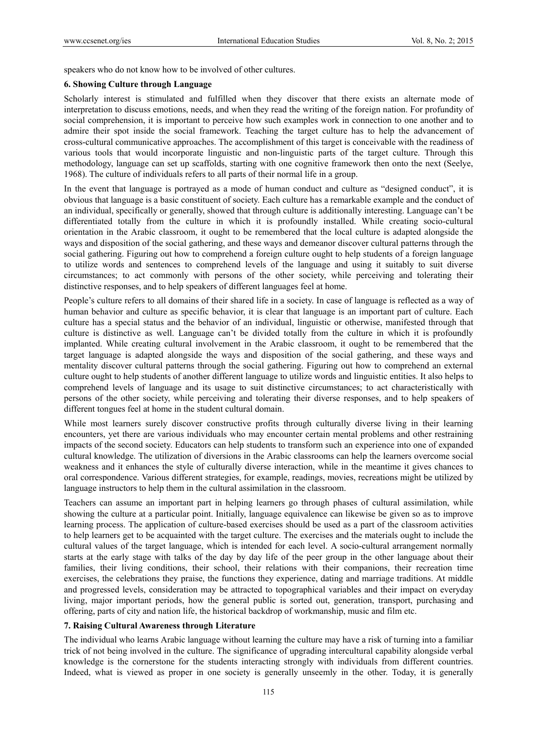speakers who do not know how to be involved of other cultures.

### 6. Showing Culture through Language

Scholarly interest is stimulated and fulfilled when they discover that there exists an alternate mode of interpretation to discuss emotions, needs, and when they read the writing of the foreign nation. For profundity of social comprehension, it is important to perceive how such examples work in connection to one another and to admire their spot inside the social framework. Teaching the target culture has to help the advancement of cross-cultural communicative approaches. The accomplishment of this target is conceivable with the readiness of various tools that would incorporate linguistic and non-linguistic parts of the target culture. Through this methodology, language can set up scaffolds, starting with one cognitive framework then onto the next (Seelye, 1968). The culture of individuals refers to all parts of their normal life in a group.

In the event that language is portrayed as a mode of human conduct and culture as "designed conduct", it is obvious that language is a basic constituent of society. Each culture has a remarkable example and the conduct of an individual, specifically or generally, showed that through culture is additionally interesting. Language can't be differentiated totally from the culture in which it is profoundly installed. While creating socio-cultural orientation in the Arabic classroom, it ought to be remembered that the local culture is adapted alongside the ways and disposition of the social gathering, and these ways and demeanor discover cultural patterns through the social gathering. Figuring out how to comprehend a foreign culture ought to help students of a foreign language to utilize words and sentences to comprehend levels of the language and using it suitably to suit diverse circumstances; to act commonly with persons of the other society, while perceiving and tolerating their distinctive responses, and to help speakers of different languages feel at home.

People's culture refers to all domains of their shared life in a society. In case of language is reflected as a way of human behavior and culture as specific behavior, it is clear that language is an important part of culture. Each culture has a special status and the behavior of an individual, linguistic or otherwise, manifested through that culture is distinctive as well. Language can't be divided totally from the culture in which it is profoundly implanted. While creating cultural involvement in the Arabic classroom, it ought to be remembered that the target language is adapted alongside the ways and disposition of the social gathering, and these ways and mentality discover cultural patterns through the social gathering. Figuring out how to comprehend an external culture ought to help students of another different language to utilize words and linguistic entities. It also helps to comprehend levels of language and its usage to suit distinctive circumstances; to act characteristically with persons of the other society, while perceiving and tolerating their diverse responses, and to help speakers of different tongues feel at home in the student cultural domain.

While most learners surely discover constructive profits through culturally diverse living in their learning encounters, yet there are various individuals who may encounter certain mental problems and other restraining impacts of the second society. Educators can help students to transform such an experience into one of expanded cultural knowledge. The utilization of diversions in the Arabic classrooms can help the learners overcome social weakness and it enhances the style of culturally diverse interaction, while in the meantime it gives chances to oral correspondence. Various different strategies, for example, readings, movies, recreations might be utilized by language instructors to help them in the cultural assimilation in the classroom.

Teachers can assume an important part in helping learners go through phases of cultural assimilation, while showing the culture at a particular point. Initially, language equivalence can likewise be given so as to improve learning process. The application of culture-based exercises should be used as a part of the classroom activities to help learners get to be acquainted with the target culture. The exercises and the materials ought to include the cultural values of the target language, which is intended for each level. A socio-cultural arrangement normally starts at the early stage with talks of the day by day life of the peer group in the other language about their families, their living conditions, their school, their relations with their companions, their recreation time exercises, the celebrations they praise, the functions they experience, dating and marriage traditions. At middle and progressed levels, consideration may be attracted to topographical variables and their impact on everyday living, major important periods, how the general public is sorted out, generation, transport, purchasing and offering, parts of city and nation life, the historical backdrop of workmanship, music and film etc.

### 7. Raising Cultural Awareness through Literature

The individual who learns Arabic language without learning the culture may have a risk of turning into a familiar trick of not being involved in the culture. The significance of upgrading intercultural capability alongside verbal knowledge is the cornerstone for the students interacting strongly with individuals from different countries. Indeed, what is viewed as proper in one society is generally unseemly in the other. Today, it is generally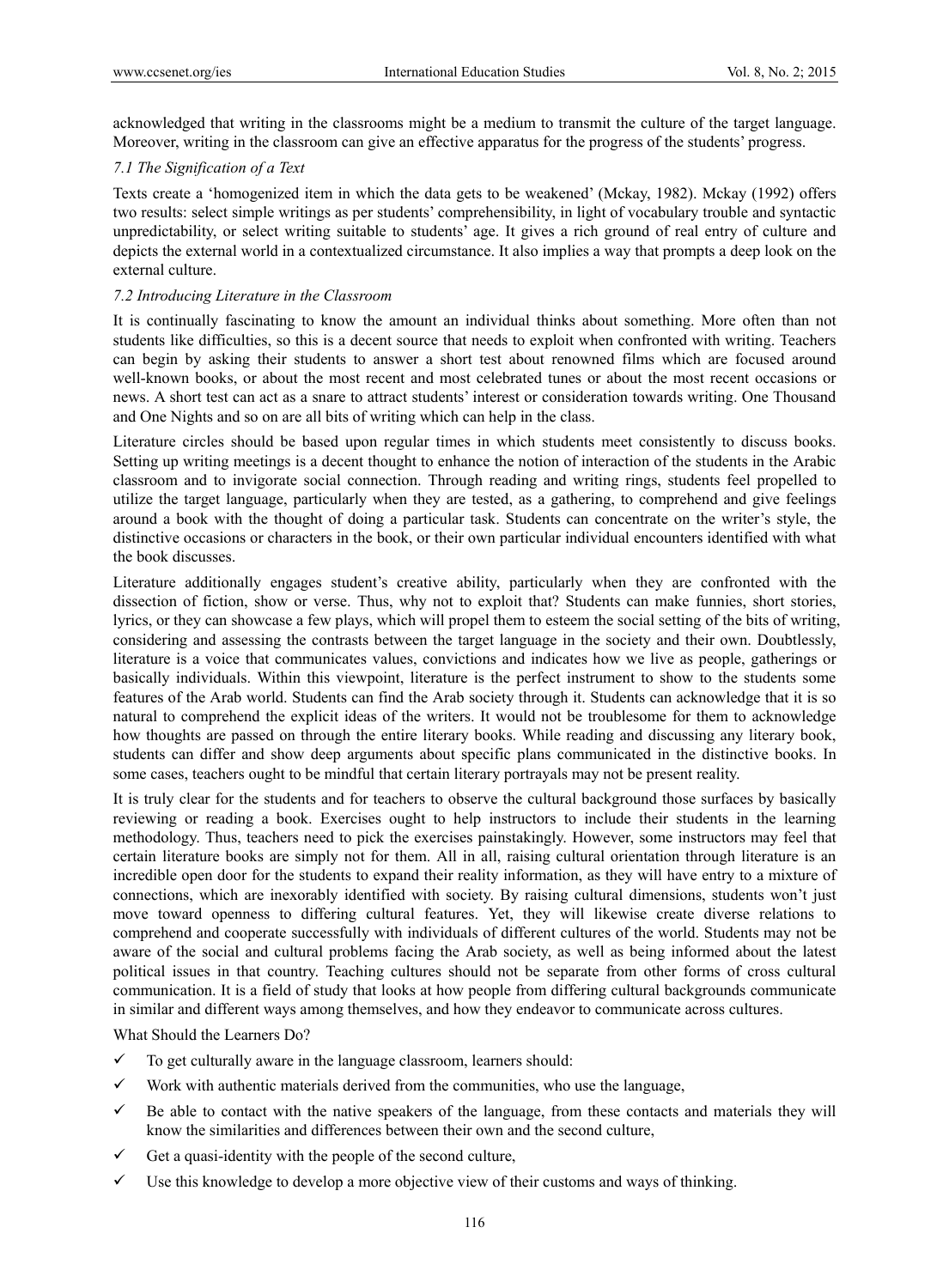acknowledged that writing in the classrooms might be a medium to transmit the culture of the target language. Moreover, writing in the classroom can give an effective apparatus for the progress of the students' progress.

### *7.1 The Signification of a Text*

Texts create a 'homogenized item in which the data gets to be weakened' (Mckay, 1982). Mckay (1992) offers two results: select simple writings as per students' comprehensibility, in light of vocabulary trouble and syntactic unpredictability, or select writing suitable to students' age. It gives a rich ground of real entry of culture and depicts the external world in a contextualized circumstance. It also implies a way that prompts a deep look on the external culture.

### *7.2 Introducing Literature in the Classroom*

It is continually fascinating to know the amount an individual thinks about something. More often than not students like difficulties, so this is a decent source that needs to exploit when confronted with writing. Teachers can begin by asking their students to answer a short test about renowned films which are focused around well-known books, or about the most recent and most celebrated tunes or about the most recent occasions or news. A short test can act as a snare to attract students' interest or consideration towards writing. One Thousand and One Nights and so on are all bits of writing which can help in the class.

Literature circles should be based upon regular times in which students meet consistently to discuss books. Setting up writing meetings is a decent thought to enhance the notion of interaction of the students in the Arabic classroom and to invigorate social connection. Through reading and writing rings, students feel propelled to utilize the target language, particularly when they are tested, as a gathering, to comprehend and give feelings around a book with the thought of doing a particular task. Students can concentrate on the writer's style, the distinctive occasions or characters in the book, or their own particular individual encounters identified with what the book discusses.

Literature additionally engages student's creative ability, particularly when they are confronted with the dissection of fiction, show or verse. Thus, why not to exploit that? Students can make funnies, short stories, lyrics, or they can showcase a few plays, which will propel them to esteem the social setting of the bits of writing, considering and assessing the contrasts between the target language in the society and their own. Doubtlessly, literature is a voice that communicates values, convictions and indicates how we live as people, gatherings or basically individuals. Within this viewpoint, literature is the perfect instrument to show to the students some features of the Arab world. Students can find the Arab society through it. Students can acknowledge that it is so natural to comprehend the explicit ideas of the writers. It would not be troublesome for them to acknowledge how thoughts are passed on through the entire literary books. While reading and discussing any literary book, students can differ and show deep arguments about specific plans communicated in the distinctive books. In some cases, teachers ought to be mindful that certain literary portrayals may not be present reality.

It is truly clear for the students and for teachers to observe the cultural background those surfaces by basically reviewing or reading a book. Exercises ought to help instructors to include their students in the learning methodology. Thus, teachers need to pick the exercises painstakingly. However, some instructors may feel that certain literature books are simply not for them. All in all, raising cultural orientation through literature is an incredible open door for the students to expand their reality information, as they will have entry to a mixture of connections, which are inexorably identified with society. By raising cultural dimensions, students won't just move toward openness to differing cultural features. Yet, they will likewise create diverse relations to comprehend and cooperate successfully with individuals of different cultures of the world. Students may not be aware of the social and cultural problems facing the Arab society, as well as being informed about the latest political issues in that country. Teaching cultures should not be separate from other forms of cross cultural communication. It is a field of study that looks at how people from differing cultural backgrounds communicate in similar and different ways among themselves, and how they endeavor to communicate across cultures.

What Should the Learners Do?

- ✓ To get culturally aware in the language classroom, learners should:
- ✓ Work with authentic materials derived from the communities, who use the language,
- ✓ Be able to contact with the native speakers of the language, from these contacts and materials they will know the similarities and differences between their own and the second culture,
- ✓ Get a quasi-identity with the people of the second culture,
- ✓ Use this knowledge to develop a more objective view of their customs and ways of thinking.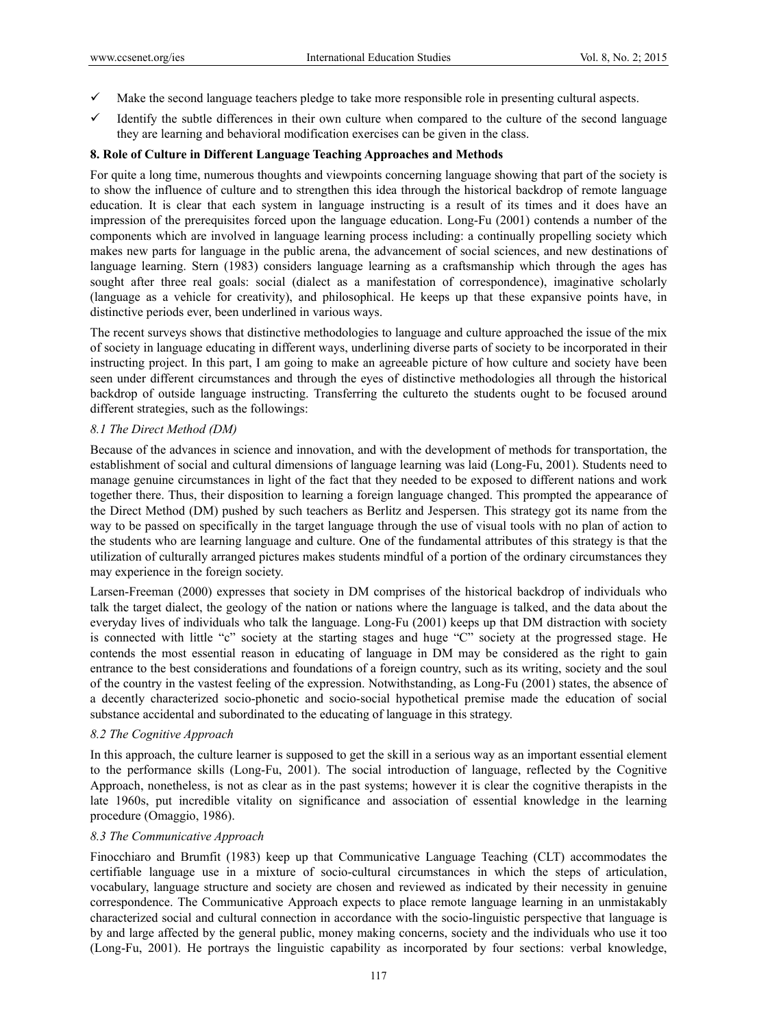- ✓ Make the second language teachers pledge to take more responsible role in presenting cultural aspects.
- ✓ Identify the subtle differences in their own culture when compared to the culture of the second language they are learning and behavioral modification exercises can be given in the class.

**8. Role of Culture in Different Language Teaching Approaches and Methods**

For quite a long time, numerous thoughts and viewpoints concerning language showing that part of the society is to show the influence of culture and to strengthen this idea through the historical backdrop of remote language education. It is clear that each system in language instructing is a result of its times and it does have an impression of the prerequisites forced upon the language education. Long-Fu (2001) contends a number of the components which are involved in language learning process including: a continually propelling society which makes new parts for language in the public arena, the advancement of social sciences, and new destinations of language learning. Stern (1983) considers language learning as a craftsmanship which through the ages has sought after three real goals: social (dialect as a manifestation of correspondence), imaginative scholarly (language as a vehicle for creativity), and philosophical. He keeps up that these expansive points have, in distinctive periods ever, been underlined in various ways.

The recent surveys shows that distinctive methodologies to language and culture approached the issue of the mix of society in language educating in different ways, underlining diverse parts of society to be incorporated in their instructing project. In this part, I am going to make an agreeable picture of how culture and society have been seen under different circumstances and through the eyes of distinctive methodologies all through the historical backdrop of outside language instructing. Transferring the cultureto the students ought to be focused around different strategies, such as the followings:

*8.1 The Direct Method (DM)*

Because of the advances in science and innovation, and with the development of methods for transportation, the establishment of social and cultural dimensions of language learning was laid (Long-Fu, 2001). Students need to manage genuine circumstances in light of the fact that they needed to be exposed to different nations and work together there. Thus, their disposition to learning a foreign language changed. This prompted the appearance of the Direct Method (DM) pushed by such teachers as Berlitz and Jespersen. This strategy got its name from the way to be passed on specifically in the target language through the use of visual tools with no plan of action to the students who are learning language and culture. One of the fundamental attributes of this strategy is that the utilization of culturally arranged pictures makes students mindful of a portion of the ordinary circumstances they may experience in the foreign society.

Larsen-Freeman (2000) expresses that society in DM comprises of the historical backdrop of individuals who talk the target dialect, the geology of the nation or nations where the language is talked, and the data about the everyday lives of individuals who talk the language. Long-Fu (2001) keeps up that DM distraction with society is connected with little "c" society at the starting stages and huge "C" society at the progressed stage. He contends the most essential reason in educating of language in DM may be considered as the right to gain entrance to the best considerations and foundations of a foreign country, such as its writing, society and the soul of the country in the vastest feeling of the expression. Notwithstanding, as Long-Fu (2001) states, the absence of a decently characterized socio-phonetic and socio-social hypothetical premise made the education of social substance accidental and subordinated to the educating of language in this strategy.

*8.2 The Cognitive Approach*

In this approach, the culture learner is supposed to get the skill in a serious way as an important essential element to the performance skills (Long-Fu, 2001). The social introduction of language, reflected by the Cognitive Approach, nonetheless, is not as clear as in the past systems; however it is clear the cognitive therapists in the late 1960s, put incredible vitality on significance and association of essential knowledge in the learning procedure (Omaggio, 1986).

*8.3 The Communicative Approach*

Finocchiaro and Brumfit (1983) keep up that Communicative Language Teaching (CLT) accommodates the certifiable language use in a mixture of socio-cultural circumstances in which the steps of articulation, vocabulary, language structure and society are chosen and reviewed as indicated by their necessity in genuine correspondence. The Communicative Approach expects to place remote language learning in an unmistakably characterized social and cultural connection in accordance with the socio-linguistic perspective that language is by and large affected by the general public, money making concerns, society and the individuals who use it too (Long-Fu, 2001). He portrays the linguistic capability as incorporated by four sections: verbal knowledge,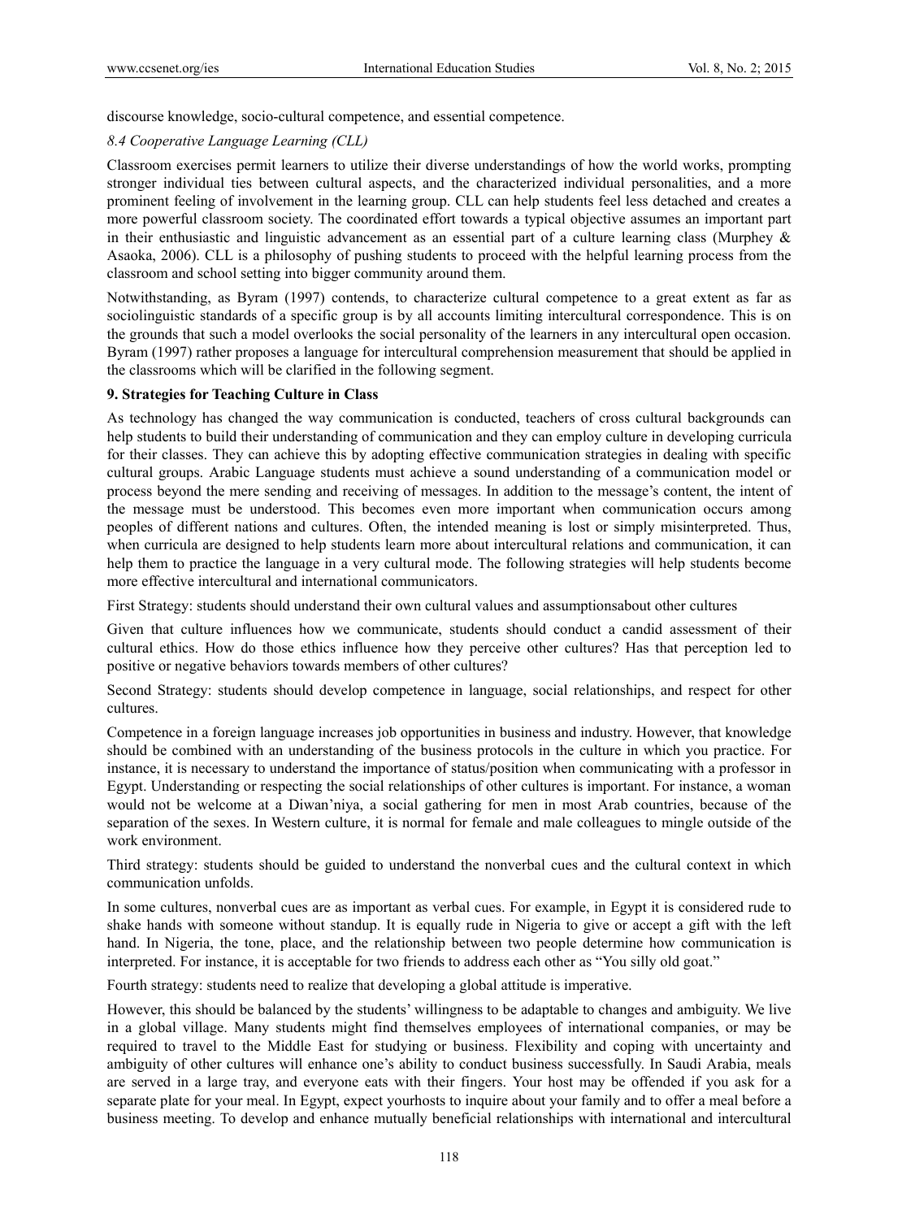discourse knowledge, socio-cultural competence, and essential competence.

### *8.4 Cooperative Language Learning (CLL)*

Classroom exercises permit learners to utilize their diverse understandings of how the world works, prompting stronger individual ties between cultural aspects, and the characterized individual personalities, and a more prominent feeling of involvement in the learning group. CLL can help students feel less detached and creates a more powerful classroom society. The coordinated effort towards a typical objective assumes an important part in their enthusiastic and linguistic advancement as an essential part of a culture learning class (Murphey & Asaoka, 2006). CLL is a philosophy of pushing students to proceed with the helpful learning process from the classroom and school setting into bigger community around them.

Notwithstanding, as Byram (1997) contends, to characterize cultural competence to a great extent as far as sociolinguistic standards of a specific group is by all accounts limiting intercultural correspondence. This is on the grounds that such a model overlooks the social personality of the learners in any intercultural open occasion. Byram (1997) rather proposes a language for intercultural comprehension measurement that should be applied in the classrooms which will be clarified in the following segment.

## 9. Strategies for Teaching Culture in Class

As technology has changed the way communication is conducted, teachers of cross cultural backgrounds can help students to build their understanding of communication and they can employ culture in developing curricula for their classes. They can achieve this by adopting effective communication strategies in dealing with specific cultural groups. Arabic Language students must achieve a sound understanding of a communication model or process beyond the mere sending and receiving of messages. In addition to the message's content, the intent of the message must be understood. This becomes even more important when communication occurs among peoples of different nations and cultures. Often, the intended meaning is lost or simply misinterpreted. Thus, when curricula are designed to help students learn more about intercultural relations and communication, it can help them to practice the language in a very cultural mode. The following strategies will help students become more effective intercultural and international communicators.

First Strategy: students should understand their own cultural values and assumptionsabout other cultures

Given that culture influences how we communicate, students should conduct a candid assessment of their cultural ethics. How do those ethics influence how they perceive other cultures? Has that perception led to positive or negative behaviors towards members of other cultures?

Second Strategy: students should develop competence in language, social relationships, and respect for other cultures.

Competence in a foreign language increases job opportunities in business and industry. However, that knowledge should be combined with an understanding of the business protocols in the culture in which you practice. For instance, it is necessary to understand the importance of status/position when communicating with a professor in Egypt. Understanding or respecting the social relationships of other cultures is important. For instance, a woman would not be welcome at a Diwan'niya, a social gathering for men in most Arab countries, because of the separation of the sexes. In Western culture, it is normal for female and male colleagues to mingle outside of the work environment.

Third strategy: students should be guided to understand the nonverbal cues and the cultural context in which communication unfolds.

In some cultures, nonverbal cues are as important as verbal cues. For example, in Egypt it is considered rude to shake hands with someone without standup. It is equally rude in Nigeria to give or accept a gift with the left hand. In Nigeria, the tone, place, and the relationship between two people determine how communication is interpreted. For instance, it is acceptable for two friends to address each other as "You silly old goat."

Fourth strategy: students need to realize that developing a global attitude is imperative.

However, this should be balanced by the students' willingness to be adaptable to changes and ambiguity. We live in a global village. Many students might find themselves employees of international companies, or may be required to travel to the Middle East for studying or business. Flexibility and coping with uncertainty and ambiguity of other cultures will enhance one's ability to conduct business successfully. In Saudi Arabia, meals are served in a large tray, and everyone eats with their fingers. Your host may be offended if you ask for a separate plate for your meal. In Egypt, expect yourhosts to inquire about your family and to offer a meal before a business meeting. To develop and enhance mutually beneficial relationships with international and intercultural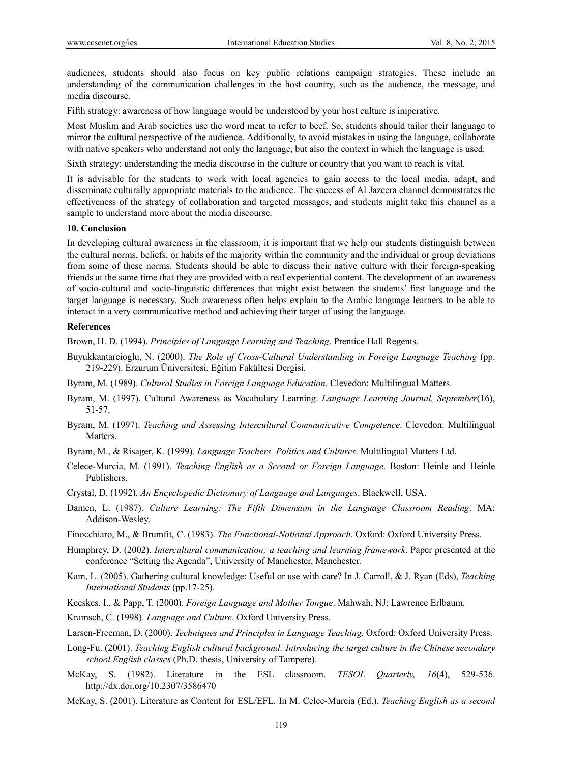audiences, students should also focus on key public relations campaign strategies. These include an understanding of the communication challenges in the host country, such as the audience, the message, and media discourse.

Fifth strategy: awareness of how language would be understood by your host culture is imperative.

Most Muslim and Arab societies use the word meat to refer to beef. So, students should tailor their language to mirror the cultural perspective of the audience. Additionally, to avoid mistakes in using the language, collaborate with native speakers who understand not only the language, but also the context in which the language is used.

Sixth strategy: understanding the media discourse in the culture or country that you want to reach is vital.

It is advisable for the students to work with local agencies to gain access to the local media, adapt, and disseminate culturally appropriate materials to the audience. The success of Al Jazeera channel demonstrates the effectiveness of the strategy of collaboration and targeted messages, and students might take this channel as a sample to understand more about the media discourse.

## 10. Conclusion

In developing cultural awareness in the classroom, it is important that we help our students distinguish between the cultural norms, beliefs, or habits of the majority within the community and the individual or group deviations from some of these norms. Students should be able to discuss their native culture with their foreign-speaking friends at the same time that they are provided with a real experiential content. The development of an awareness of socio-cultural and socio-linguistic differences that might exist between the students' first language and the target language is necessary. Such awareness often helps explain to the Arabic language learners to be able to interact in a very communicative method and achieving their target of using the language.

## References

Brown, H. D. (1994). *Principles of Language Learning and Teaching*. Prentice Hall Regents.

Buyukkantarcioglu, N. (2000). *The Role of Cross-Cultural Understanding in Foreign Language Teaching* (pp. 219-229). Erzurum Üniversitesi, Eğitim Fakültesi Dergisi.

Byram, M. (1989). *Cultural Studies in Foreign Language Education*. Clevedon: Multilingual Matters.

Byram, M. (1997). Cultural Awareness as Vocabulary Learning. *Language Learning Journal, September*(16), 51-57.

Byram, M. (1997). *Teaching and Assessing Intercultural Communicative Competence*. Clevedon: Multilingual Matters.

Byram, M., & Risager, K. (1999). *Language Teachers, Politics and Cultures*. Multilingual Matters Ltd.

Celece-Murcia, M. (1991). *Teaching English as a Second or Foreign Language*. Boston: Heinle and Heinle Publishers.

Crystal, D. (1992). *An Encyclopedic Dictionary of Language and Languages*. Blackwell, USA.

Damen, L. (1987). *Culture Learning: The Fifth Dimension in the Language Classroom Reading*. MA: Addison-Wesley.

Finocchiaro, M., & Brumfit, C. (1983). *The Functional-Notional Approach*. Oxford: Oxford University Press.

Humphrey, D. (2002). *Intercultural communication; a teaching and learning framework*. Paper presented at the conference "Setting the Agenda", University of Manchester, Manchester.

Kam, L. (2005). Gathering cultural knowledge: Useful or use with care? In J. Carroll, & J. Ryan (Eds), *Teaching International Students* (pp.17-25).

Kecskes, I., & Papp, T. (2000). *Foreign Language and Mother Tongue*. Mahwah, NJ: Lawrence Erlbaum.

Kramsch, C. (1998). *Language and Culture*. Oxford University Press.

Larsen-Freeman, D. (2000). *Techniques and Principles in Language Teaching*. Oxford: Oxford University Press.

Long-Fu. (2001). *Teaching English cultural background: Introducing the target culture in the Chinese secondary school English classes* (Ph.D. thesis, University of Tampere).

McKay, S. (1982). Literature in the ESL classroom. *TESOL Quarterly, 16*(4), 529-536. http://dx.doi.org/10.2307/3586470

McKay, S. (2001). Literature as Content for ESL/EFL. In M. Celce-Murcia (Ed.), *Teaching English as a second*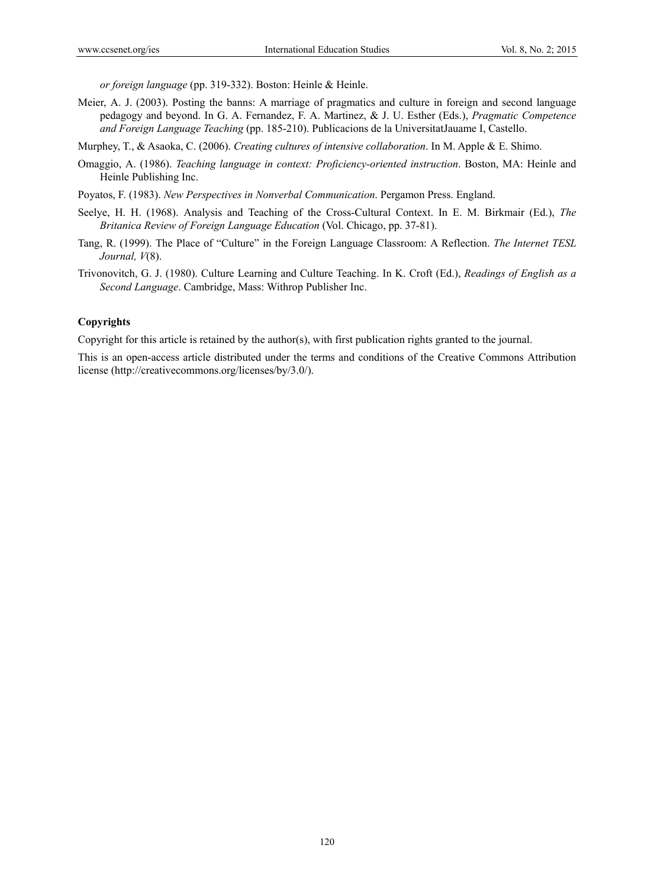*or foreign language* (pp. 319-332). Boston: Heinle & Heinle.

Meier, A. J. (2003). Posting the banns: A marriage of pragmatics and culture in foreign and second language pedagogy and beyond. In G. A. Fernandez, F. A. Martinez, & J. U. Esther (Eds.), *Pragmatic Competence and Foreign Language Teaching* (pp. 185-210). Publicacions de la UniversitatJauame I, Castello.

Murphey, T., & Asaoka, C. (2006). *Creating cultures of intensive collaboration*. In M. Apple & E. Shimo.

Omaggio, A. (1986). *Teaching language in context: Proficiency-oriented instruction*. Boston, MA: Heinle and Heinle Publishing Inc.

Poyatos, F. (1983). *New Perspectives in Nonverbal Communication*. Pergamon Press. England.

Seelye, H. H. (1968). Analysis and Teaching of the Cross-Cultural Context. In E. M. Birkmair (Ed.), *The Britanica Review of Foreign Language Education* (Vol. Chicago, pp. 37-81).

Tang, R. (1999). The Place of "Culture" in the Foreign Language Classroom: A Reflection. *The Internet TESL Journal, V*(8).

Trivonovitch, G. J. (1980). Culture Learning and Culture Teaching. In K. Croft (Ed.), *Readings of English as a Second Language*. Cambridge, Mass: Withrop Publisher Inc.

**Copyrights**

Copyright for this article is retained by the author(s), with first publication rights granted to the journal.

This is an open-access article distributed under the terms and conditions of the Creative Commons Attribution license (http://creativecommons.org/licenses/by/3.0/).